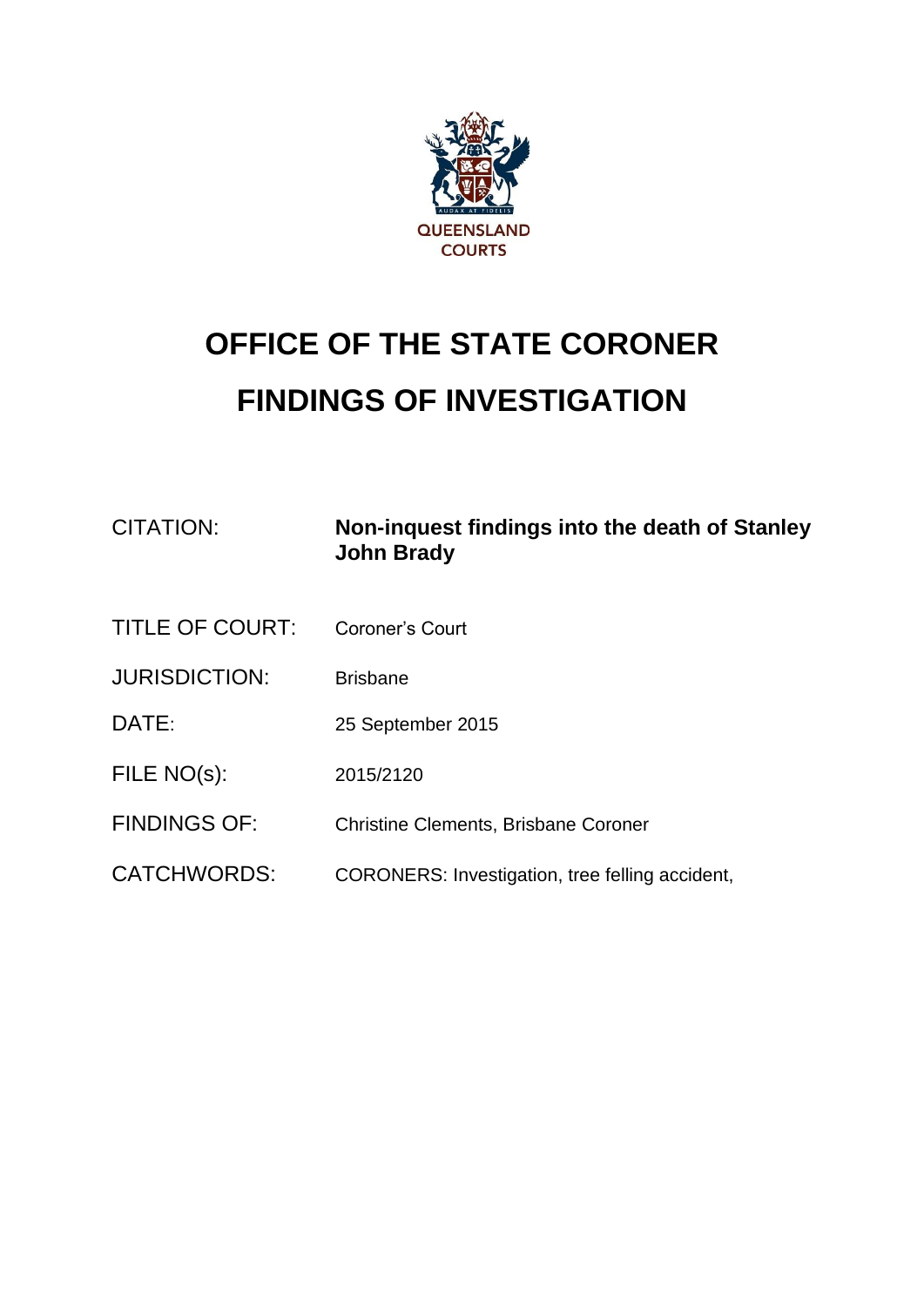QUEENSLAND COURTS

# OFFICE OF THE STATE CORONER

# FINDINGS OF INVESTIGATION

| | |
|---|---|
| CITATION: | **Non-inquest findings into the death of Stanley John Brady** |
| TITLE OF COURT: | Coroner's Court |
| JURISDICTION: | Brisbane |
| DATE: | 25 September 2015 |
| FILE NO(s): | 2015/2120 |
| FINDINGS OF: | Christine Clements, Brisbane Coroner |
| CATCHWORDS: | CORONERS: Investigation, tree felling accident, |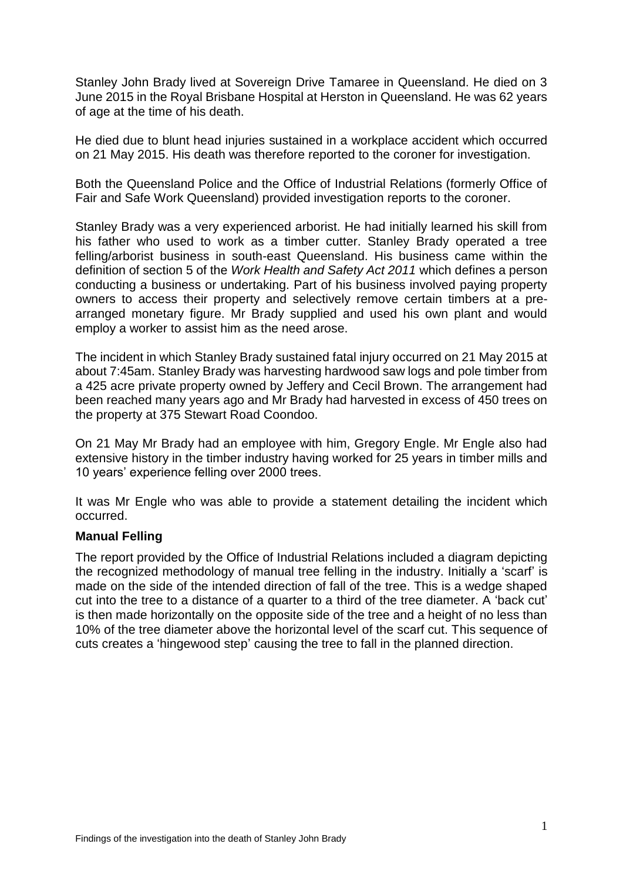Stanley John Brady lived at Sovereign Drive Tamaree in Queensland. He died on 3 June 2015 in the Royal Brisbane Hospital at Herston in Queensland. He was 62 years of age at the time of his death.

He died due to blunt head injuries sustained in a workplace accident which occurred on 21 May 2015. His death was therefore reported to the coroner for investigation.

Both the Queensland Police and the Office of Industrial Relations (formerly Office of Fair and Safe Work Queensland) provided investigation reports to the coroner.

Stanley Brady was a very experienced arborist. He had initially learned his skill from his father who used to work as a timber cutter. Stanley Brady operated a tree felling/arborist business in south-east Queensland. His business came within the definition of section 5 of the *Work Health and Safety Act 2011* which defines a person conducting a business or undertaking. Part of his business involved paying property owners to access their property and selectively remove certain timbers at a pre-arranged monetary figure. Mr Brady supplied and used his own plant and would employ a worker to assist him as the need arose.

The incident in which Stanley Brady sustained fatal injury occurred on 21 May 2015 at about 7:45am. Stanley Brady was harvesting hardwood saw logs and pole timber from a 425 acre private property owned by Jeffery and Cecil Brown. The arrangement had been reached many years ago and Mr Brady had harvested in excess of 450 trees on the property at 375 Stewart Road Coondoo.

On 21 May Mr Brady had an employee with him, Gregory Engle. Mr Engle also had extensive history in the timber industry having worked for 25 years in timber mills and 10 years' experience felling over 2000 trees.

It was Mr Engle who was able to provide a statement detailing the incident which occurred.

**Manual Felling**

The report provided by the Office of Industrial Relations included a diagram depicting the recognized methodology of manual tree felling in the industry. Initially a 'scarf' is made on the side of the intended direction of fall of the tree. This is a wedge shaped cut into the tree to a distance of a quarter to a third of the tree diameter. A 'back cut' is then made horizontally on the opposite side of the tree and a height of no less than 10% of the tree diameter above the horizontal level of the scarf cut. This sequence of cuts creates a 'hingewood step' causing the tree to fall in the planned direction.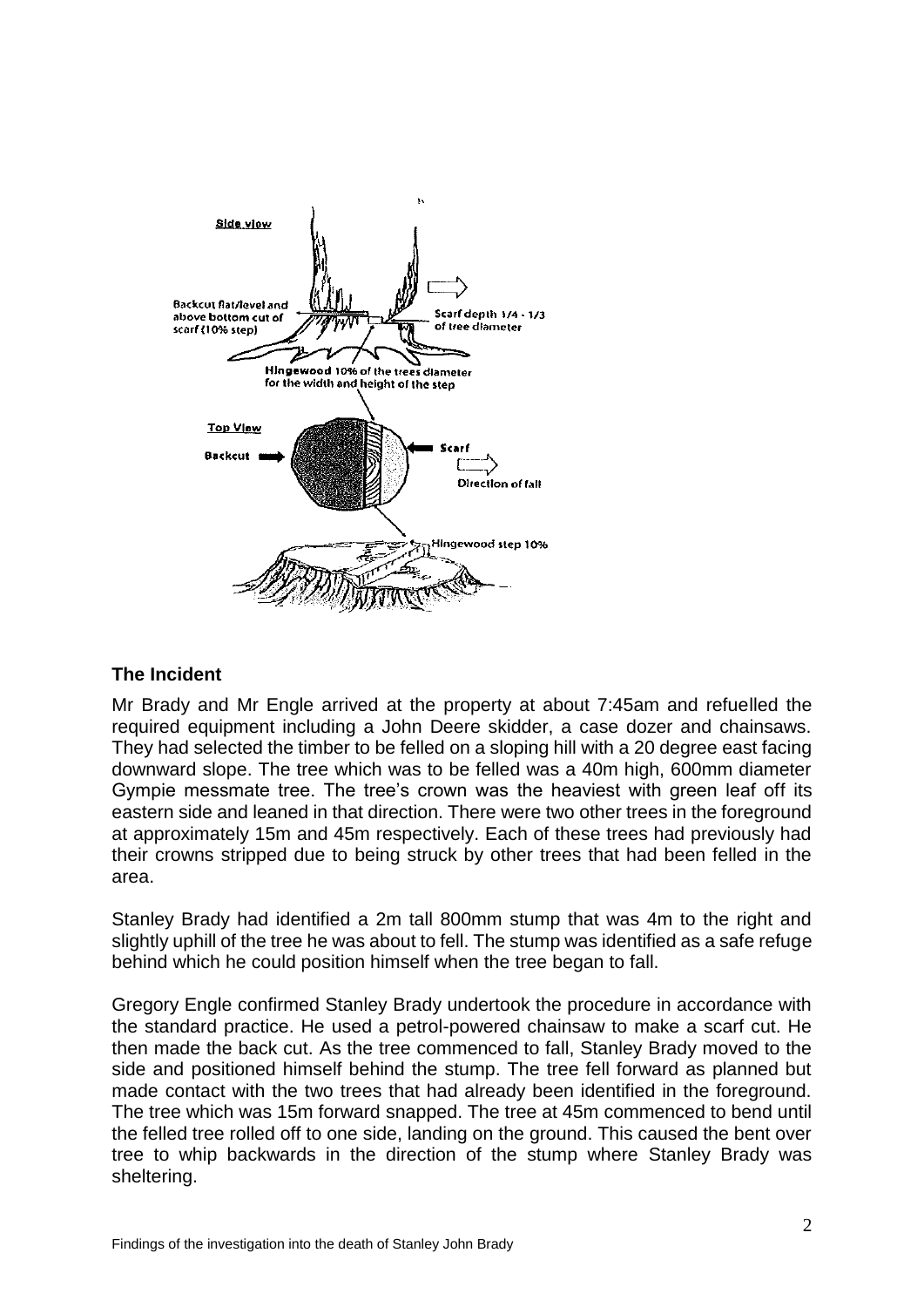Side view

Backcut flat/level and above bottom cut of scarf (10% step)

Scarf depth 1/4 - 1/3 of tree diameter

Hingewood 10% of the trees diameter for the width and height of the step

Top View

Backcut

Scarf

Direction of fall

Hingewood step 10%

### The Incident

Mr Brady and Mr Engle arrived at the property at about 7:45am and refuelled the required equipment including a John Deere skidder, a case dozer and chainsaws. They had selected the timber to be felled on a sloping hill with a 20 degree east facing downward slope. The tree which was to be felled was a 40m high, 600mm diameter Gympie messmate tree. The tree's crown was the heaviest with green leaf off its eastern side and leaned in that direction. There were two other trees in the foreground at approximately 15m and 45m respectively. Each of these trees had previously had their crowns stripped due to being struck by other trees that had been felled in the area.

Stanley Brady had identified a 2m tall 800mm stump that was 4m to the right and slightly uphill of the tree he was about to fell. The stump was identified as a safe refuge behind which he could position himself when the tree began to fall.

Gregory Engle confirmed Stanley Brady undertook the procedure in accordance with the standard practice. He used a petrol-powered chainsaw to make a scarf cut. He then made the back cut. As the tree commenced to fall, Stanley Brady moved to the side and positioned himself behind the stump. The tree fell forward as planned but made contact with the two trees that had already been identified in the foreground. The tree which was 15m forward snapped. The tree at 45m commenced to bend until the felled tree rolled off to one side, landing on the ground. This caused the bent over tree to whip backwards in the direction of the stump where Stanley Brady was sheltering.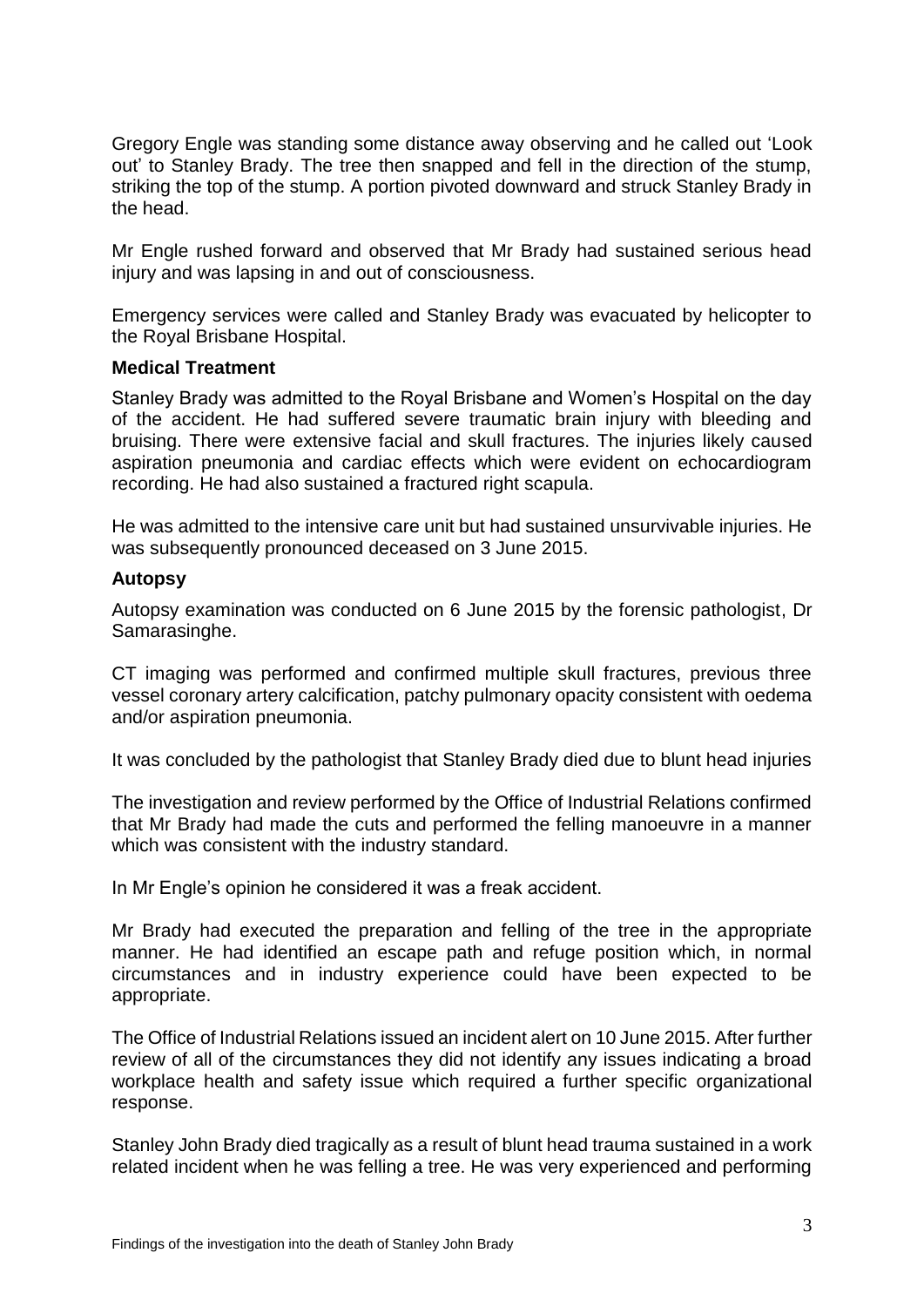Gregory Engle was standing some distance away observing and he called out ‘Look out’ to Stanley Brady. The tree then snapped and fell in the direction of the stump, striking the top of the stump. A portion pivoted downward and struck Stanley Brady in the head.

Mr Engle rushed forward and observed that Mr Brady had sustained serious head injury and was lapsing in and out of consciousness.

Emergency services were called and Stanley Brady was evacuated by helicopter to the Royal Brisbane Hospital.

### Medical Treatment

Stanley Brady was admitted to the Royal Brisbane and Women’s Hospital on the day of the accident. He had suffered severe traumatic brain injury with bleeding and bruising. There were extensive facial and skull fractures. The injuries likely caused aspiration pneumonia and cardiac effects which were evident on echocardiogram recording. He had also sustained a fractured right scapula.

He was admitted to the intensive care unit but had sustained unsurvivable injuries. He was subsequently pronounced deceased on 3 June 2015.

### Autopsy

Autopsy examination was conducted on 6 June 2015 by the forensic pathologist, Dr Samarasinghe.

CT imaging was performed and confirmed multiple skull fractures, previous three vessel coronary artery calcification, patchy pulmonary opacity consistent with oedema and/or aspiration pneumonia.

It was concluded by the pathologist that Stanley Brady died due to blunt head injuries

The investigation and review performed by the Office of Industrial Relations confirmed that Mr Brady had made the cuts and performed the felling manoeuvre in a manner which was consistent with the industry standard.

In Mr Engle’s opinion he considered it was a freak accident.

Mr Brady had executed the preparation and felling of the tree in the appropriate manner. He had identified an escape path and refuge position which, in normal circumstances and in industry experience could have been expected to be appropriate.

The Office of Industrial Relations issued an incident alert on 10 June 2015. After further review of all of the circumstances they did not identify any issues indicating a broad workplace health and safety issue which required a further specific organizational response.

Stanley John Brady died tragically as a result of blunt head trauma sustained in a work related incident when he was felling a tree. He was very experienced and performing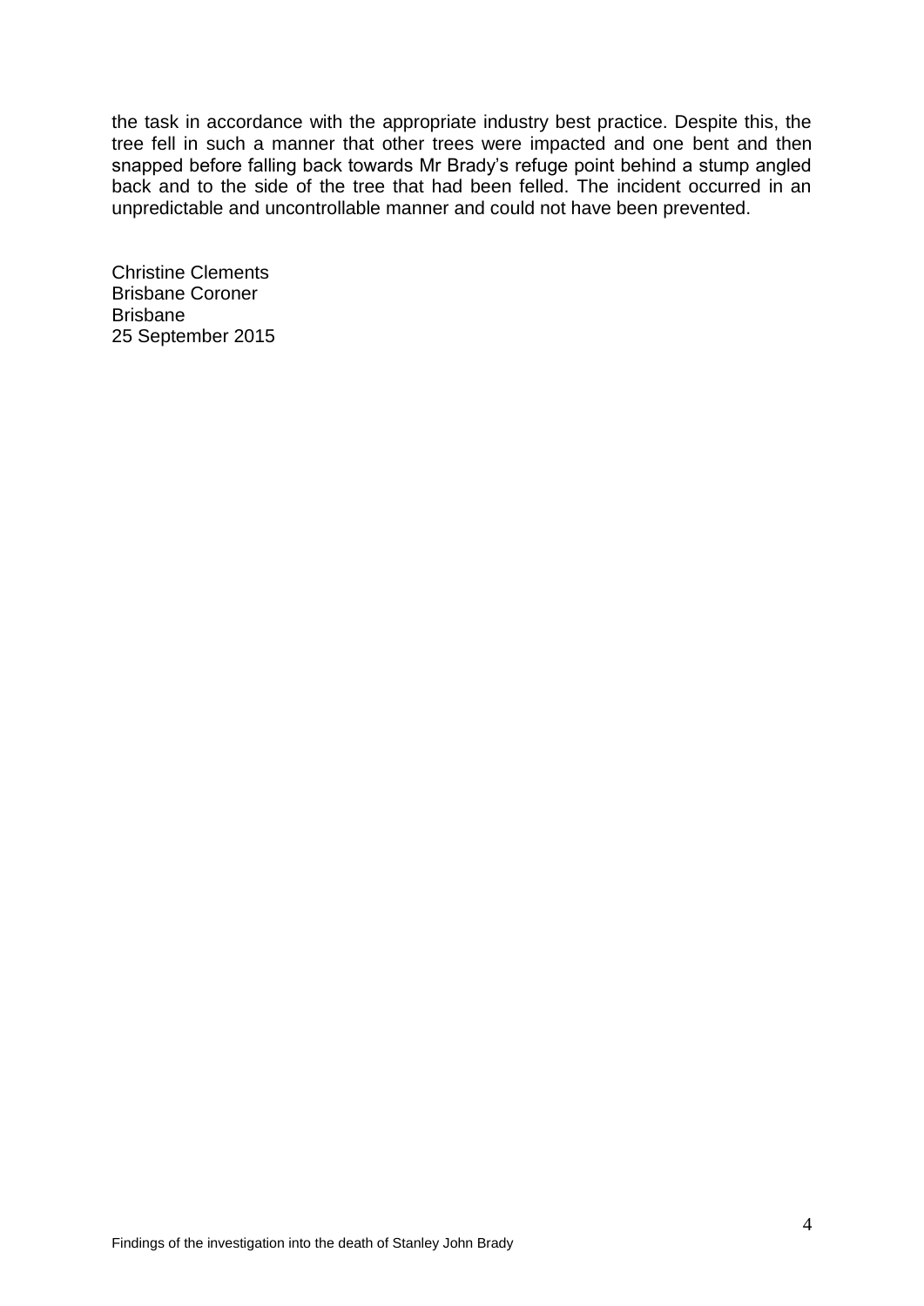the task in accordance with the appropriate industry best practice. Despite this, the tree fell in such a manner that other trees were impacted and one bent and then snapped before falling back towards Mr Brady's refuge point behind a stump angled back and to the side of the tree that had been felled. The incident occurred in an unpredictable and uncontrollable manner and could not have been prevented.

Christine Clements
Brisbane Coroner
Brisbane
25 September 2015